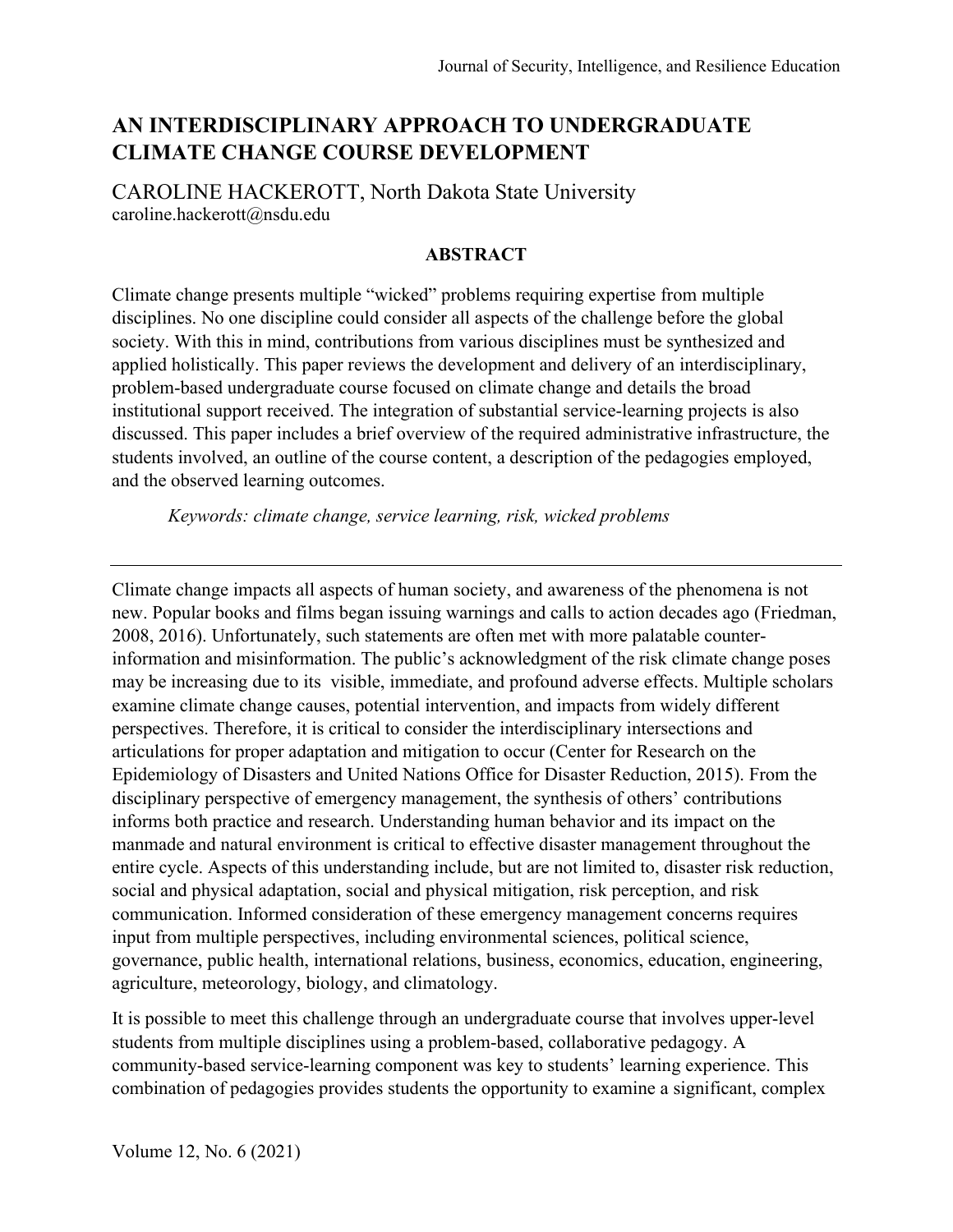# AN INTERDISCIPLINARY APPROACH TO UNDERGRADUATE CLIMATE CHANGE COURSE DEVELOPMENT

CAROLINE HACKEROTT, North Dakota State University
caroline.hackerott@nsdu.edu

## ABSTRACT

Climate change presents multiple "wicked" problems requiring expertise from multiple disciplines. No one discipline could consider all aspects of the challenge before the global society. With this in mind, contributions from various disciplines must be synthesized and applied holistically. This paper reviews the development and delivery of an interdisciplinary, problem-based undergraduate course focused on climate change and details the broad institutional support received. The integration of substantial service-learning projects is also discussed. This paper includes a brief overview of the required administrative infrastructure, the students involved, an outline of the course content, a description of the pedagogies employed, and the observed learning outcomes.

*Keywords: climate change, service learning, risk, wicked problems*

---

Climate change impacts all aspects of human society, and awareness of the phenomena is not new. Popular books and films began issuing warnings and calls to action decades ago (Friedman, 2008, 2016). Unfortunately, such statements are often met with more palatable counter-information and misinformation. The public's acknowledgment of the risk climate change poses may be increasing due to its visible, immediate, and profound adverse effects. Multiple scholars examine climate change causes, potential intervention, and impacts from widely different perspectives. Therefore, it is critical to consider the interdisciplinary intersections and articulations for proper adaptation and mitigation to occur (Center for Research on the Epidemiology of Disasters and United Nations Office for Disaster Reduction, 2015). From the disciplinary perspective of emergency management, the synthesis of others' contributions informs both practice and research. Understanding human behavior and its impact on the manmade and natural environment is critical to effective disaster management throughout the entire cycle. Aspects of this understanding include, but are not limited to, disaster risk reduction, social and physical adaptation, social and physical mitigation, risk perception, and risk communication. Informed consideration of these emergency management concerns requires input from multiple perspectives, including environmental sciences, political science, governance, public health, international relations, business, economics, education, engineering, agriculture, meteorology, biology, and climatology.

It is possible to meet this challenge through an undergraduate course that involves upper-level students from multiple disciplines using a problem-based, collaborative pedagogy. A community-based service-learning component was key to students' learning experience. This combination of pedagogies provides students the opportunity to examine a significant, complex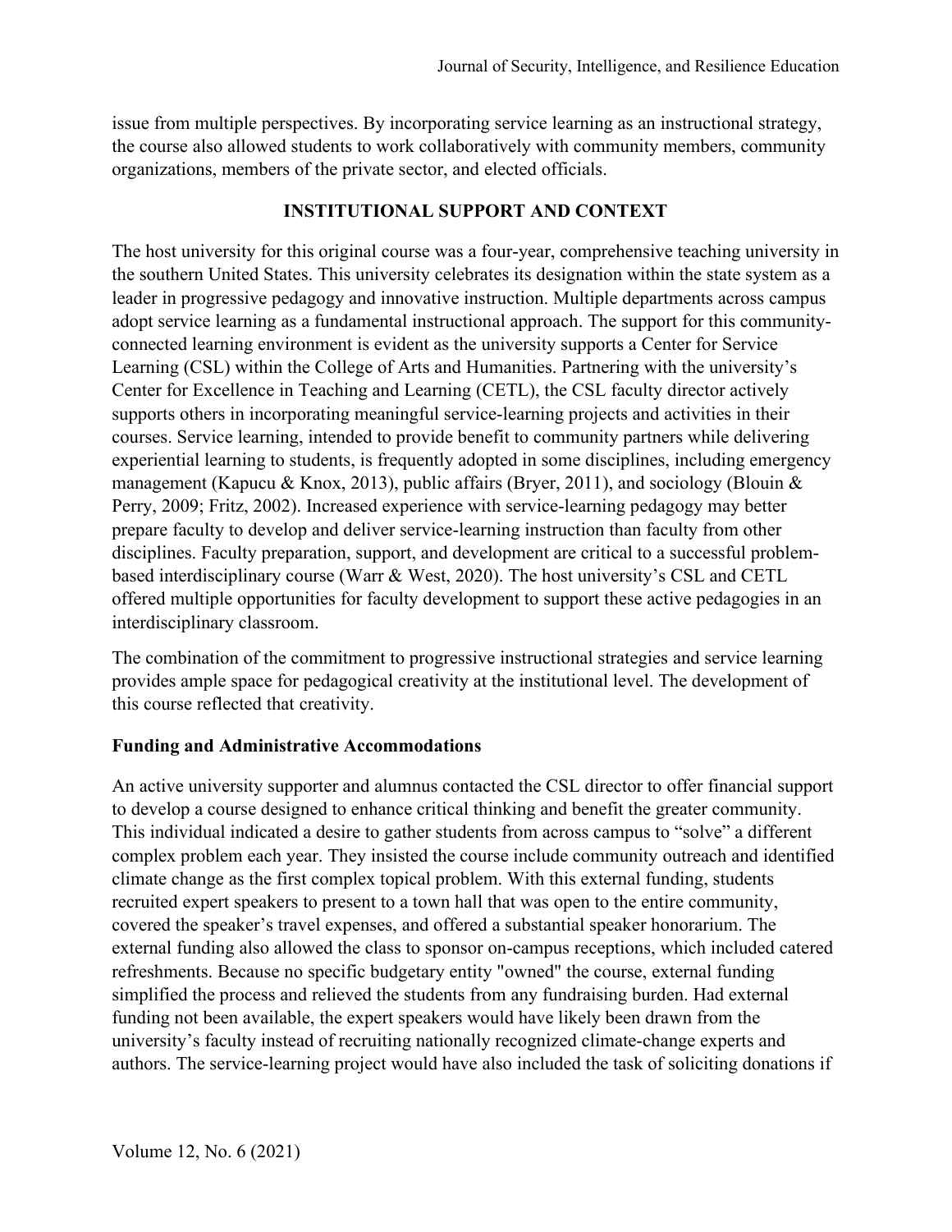issue from multiple perspectives. By incorporating service learning as an instructional strategy, the course also allowed students to work collaboratively with community members, community organizations, members of the private sector, and elected officials.

## INSTITUTIONAL SUPPORT AND CONTEXT

The host university for this original course was a four-year, comprehensive teaching university in the southern United States. This university celebrates its designation within the state system as a leader in progressive pedagogy and innovative instruction. Multiple departments across campus adopt service learning as a fundamental instructional approach. The support for this community-connected learning environment is evident as the university supports a Center for Service Learning (CSL) within the College of Arts and Humanities. Partnering with the university's Center for Excellence in Teaching and Learning (CETL), the CSL faculty director actively supports others in incorporating meaningful service-learning projects and activities in their courses. Service learning, intended to provide benefit to community partners while delivering experiential learning to students, is frequently adopted in some disciplines, including emergency management (Kapucu & Knox, 2013), public affairs (Bryer, 2011), and sociology (Blouin & Perry, 2009; Fritz, 2002). Increased experience with service-learning pedagogy may better prepare faculty to develop and deliver service-learning instruction than faculty from other disciplines. Faculty preparation, support, and development are critical to a successful problem-based interdisciplinary course (Warr & West, 2020). The host university's CSL and CETL offered multiple opportunities for faculty development to support these active pedagogies in an interdisciplinary classroom.

The combination of the commitment to progressive instructional strategies and service learning provides ample space for pedagogical creativity at the institutional level. The development of this course reflected that creativity.

### Funding and Administrative Accommodations

An active university supporter and alumnus contacted the CSL director to offer financial support to develop a course designed to enhance critical thinking and benefit the greater community. This individual indicated a desire to gather students from across campus to "solve" a different complex problem each year. They insisted the course include community outreach and identified climate change as the first complex topical problem. With this external funding, students recruited expert speakers to present to a town hall that was open to the entire community, covered the speaker's travel expenses, and offered a substantial speaker honorarium. The external funding also allowed the class to sponsor on-campus receptions, which included catered refreshments. Because no specific budgetary entity "owned" the course, external funding simplified the process and relieved the students from any fundraising burden. Had external funding not been available, the expert speakers would have likely been drawn from the university's faculty instead of recruiting nationally recognized climate-change experts and authors. The service-learning project would have also included the task of soliciting donations if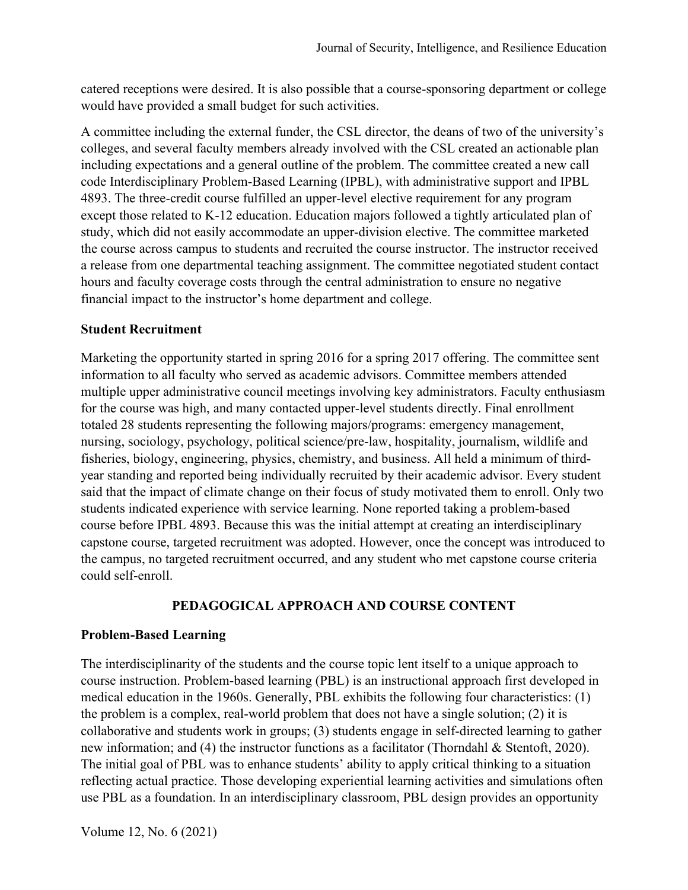catered receptions were desired. It is also possible that a course-sponsoring department or college would have provided a small budget for such activities.

A committee including the external funder, the CSL director, the deans of two of the university's colleges, and several faculty members already involved with the CSL created an actionable plan including expectations and a general outline of the problem. The committee created a new call code Interdisciplinary Problem-Based Learning (IPBL), with administrative support and IPBL 4893. The three-credit course fulfilled an upper-level elective requirement for any program except those related to K-12 education. Education majors followed a tightly articulated plan of study, which did not easily accommodate an upper-division elective. The committee marketed the course across campus to students and recruited the course instructor. The instructor received a release from one departmental teaching assignment. The committee negotiated student contact hours and faculty coverage costs through the central administration to ensure no negative financial impact to the instructor's home department and college.

### Student Recruitment

Marketing the opportunity started in spring 2016 for a spring 2017 offering. The committee sent information to all faculty who served as academic advisors. Committee members attended multiple upper administrative council meetings involving key administrators. Faculty enthusiasm for the course was high, and many contacted upper-level students directly. Final enrollment totaled 28 students representing the following majors/programs: emergency management, nursing, sociology, psychology, political science/pre-law, hospitality, journalism, wildlife and fisheries, biology, engineering, physics, chemistry, and business. All held a minimum of third-year standing and reported being individually recruited by their academic advisor. Every student said that the impact of climate change on their focus of study motivated them to enroll. Only two students indicated experience with service learning. None reported taking a problem-based course before IPBL 4893. Because this was the initial attempt at creating an interdisciplinary capstone course, targeted recruitment was adopted. However, once the concept was introduced to the campus, no targeted recruitment occurred, and any student who met capstone course criteria could self-enroll.

## PEDAGOGICAL APPROACH AND COURSE CONTENT

### Problem-Based Learning

The interdisciplinarity of the students and the course topic lent itself to a unique approach to course instruction. Problem-based learning (PBL) is an instructional approach first developed in medical education in the 1960s. Generally, PBL exhibits the following four characteristics: (1) the problem is a complex, real-world problem that does not have a single solution; (2) it is collaborative and students work in groups; (3) students engage in self-directed learning to gather new information; and (4) the instructor functions as a facilitator (Thorndahl & Stentoft, 2020). The initial goal of PBL was to enhance students' ability to apply critical thinking to a situation reflecting actual practice. Those developing experiential learning activities and simulations often use PBL as a foundation. In an interdisciplinary classroom, PBL design provides an opportunity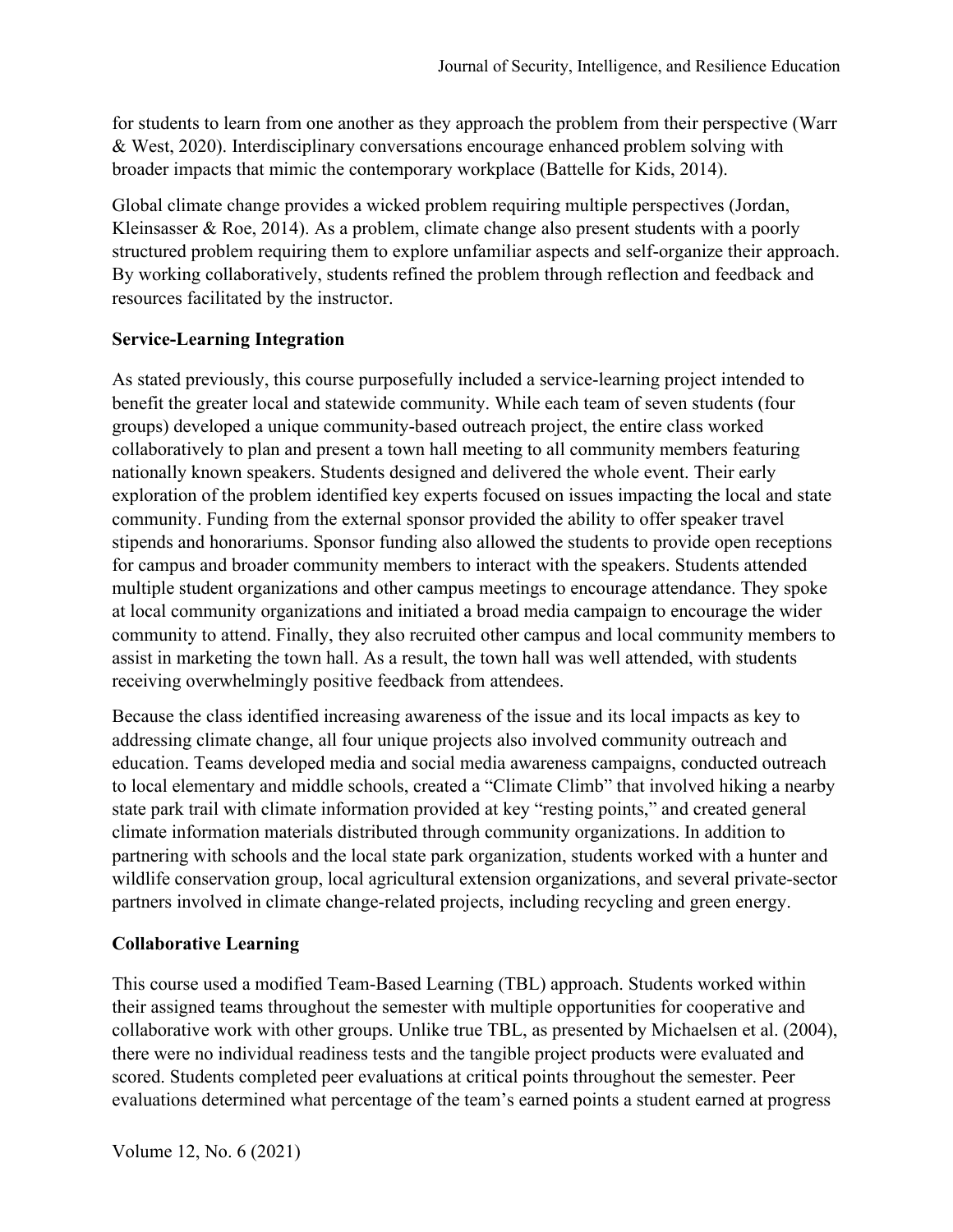for students to learn from one another as they approach the problem from their perspective (Warr & West, 2020). Interdisciplinary conversations encourage enhanced problem solving with broader impacts that mimic the contemporary workplace (Battelle for Kids, 2014).

Global climate change provides a wicked problem requiring multiple perspectives (Jordan, Kleinsasser & Roe, 2014). As a problem, climate change also present students with a poorly structured problem requiring them to explore unfamiliar aspects and self-organize their approach. By working collaboratively, students refined the problem through reflection and feedback and resources facilitated by the instructor.

## Service-Learning Integration

As stated previously, this course purposefully included a service-learning project intended to benefit the greater local and statewide community. While each team of seven students (four groups) developed a unique community-based outreach project, the entire class worked collaboratively to plan and present a town hall meeting to all community members featuring nationally known speakers. Students designed and delivered the whole event. Their early exploration of the problem identified key experts focused on issues impacting the local and state community. Funding from the external sponsor provided the ability to offer speaker travel stipends and honorariums. Sponsor funding also allowed the students to provide open receptions for campus and broader community members to interact with the speakers. Students attended multiple student organizations and other campus meetings to encourage attendance. They spoke at local community organizations and initiated a broad media campaign to encourage the wider community to attend. Finally, they also recruited other campus and local community members to assist in marketing the town hall. As a result, the town hall was well attended, with students receiving overwhelmingly positive feedback from attendees.

Because the class identified increasing awareness of the issue and its local impacts as key to addressing climate change, all four unique projects also involved community outreach and education. Teams developed media and social media awareness campaigns, conducted outreach to local elementary and middle schools, created a "Climate Climb" that involved hiking a nearby state park trail with climate information provided at key "resting points," and created general climate information materials distributed through community organizations. In addition to partnering with schools and the local state park organization, students worked with a hunter and wildlife conservation group, local agricultural extension organizations, and several private-sector partners involved in climate change-related projects, including recycling and green energy.

## Collaborative Learning

This course used a modified Team-Based Learning (TBL) approach. Students worked within their assigned teams throughout the semester with multiple opportunities for cooperative and collaborative work with other groups. Unlike true TBL, as presented by Michaelsen et al. (2004), there were no individual readiness tests and the tangible project products were evaluated and scored. Students completed peer evaluations at critical points throughout the semester. Peer evaluations determined what percentage of the team's earned points a student earned at progress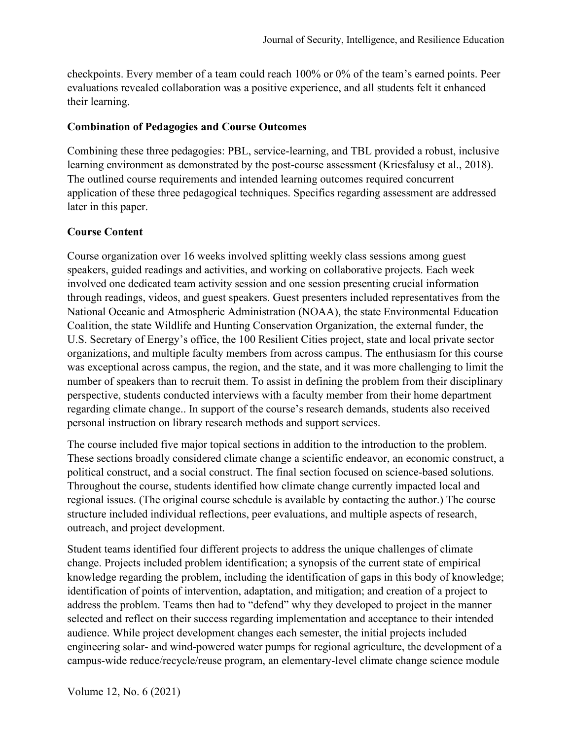checkpoints. Every member of a team could reach 100% or 0% of the team's earned points. Peer evaluations revealed collaboration was a positive experience, and all students felt it enhanced their learning.

**Combination of Pedagogies and Course Outcomes**

Combining these three pedagogies: PBL, service-learning, and TBL provided a robust, inclusive learning environment as demonstrated by the post-course assessment (Kricsfalusy et al., 2018). The outlined course requirements and intended learning outcomes required concurrent application of these three pedagogical techniques. Specifics regarding assessment are addressed later in this paper.

**Course Content**

Course organization over 16 weeks involved splitting weekly class sessions among guest speakers, guided readings and activities, and working on collaborative projects. Each week involved one dedicated team activity session and one session presenting crucial information through readings, videos, and guest speakers. Guest presenters included representatives from the National Oceanic and Atmospheric Administration (NOAA), the state Environmental Education Coalition, the state Wildlife and Hunting Conservation Organization, the external funder, the U.S. Secretary of Energy's office, the 100 Resilient Cities project, state and local private sector organizations, and multiple faculty members from across campus. The enthusiasm for this course was exceptional across campus, the region, and the state, and it was more challenging to limit the number of speakers than to recruit them. To assist in defining the problem from their disciplinary perspective, students conducted interviews with a faculty member from their home department regarding climate change.. In support of the course's research demands, students also received personal instruction on library research methods and support services.

The course included five major topical sections in addition to the introduction to the problem. These sections broadly considered climate change a scientific endeavor, an economic construct, a political construct, and a social construct. The final section focused on science-based solutions. Throughout the course, students identified how climate change currently impacted local and regional issues. (The original course schedule is available by contacting the author.) The course structure included individual reflections, peer evaluations, and multiple aspects of research, outreach, and project development.

Student teams identified four different projects to address the unique challenges of climate change. Projects included problem identification; a synopsis of the current state of empirical knowledge regarding the problem, including the identification of gaps in this body of knowledge; identification of points of intervention, adaptation, and mitigation; and creation of a project to address the problem. Teams then had to "defend" why they developed to project in the manner selected and reflect on their success regarding implementation and acceptance to their intended audience. While project development changes each semester, the initial projects included engineering solar- and wind-powered water pumps for regional agriculture, the development of a campus-wide reduce/recycle/reuse program, an elementary-level climate change science module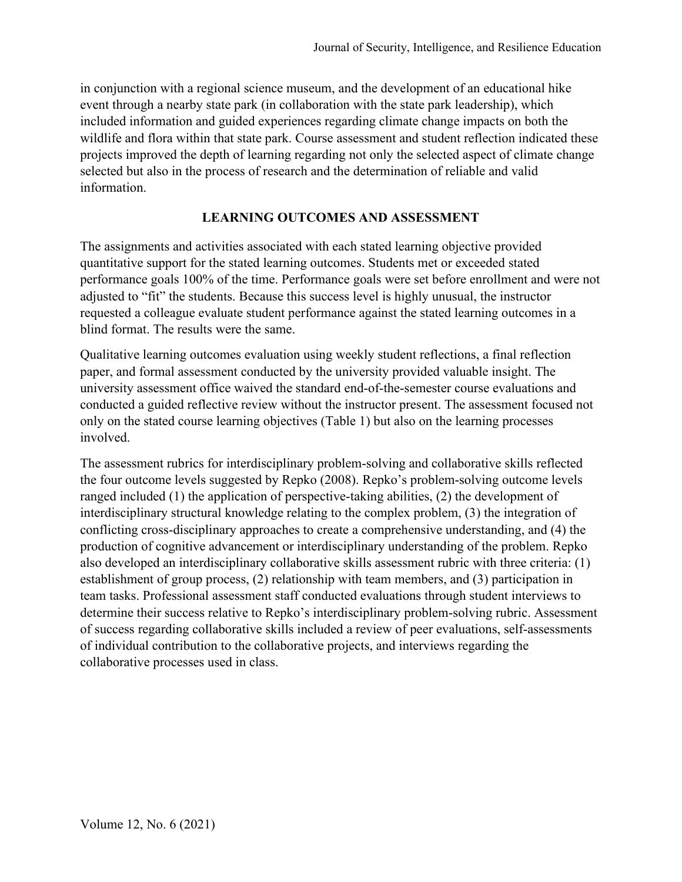in conjunction with a regional science museum, and the development of an educational hike event through a nearby state park (in collaboration with the state park leadership), which included information and guided experiences regarding climate change impacts on both the wildlife and flora within that state park. Course assessment and student reflection indicated these projects improved the depth of learning regarding not only the selected aspect of climate change selected but also in the process of research and the determination of reliable and valid information.

## LEARNING OUTCOMES AND ASSESSMENT

The assignments and activities associated with each stated learning objective provided quantitative support for the stated learning outcomes. Students met or exceeded stated performance goals 100% of the time. Performance goals were set before enrollment and were not adjusted to "fit" the students. Because this success level is highly unusual, the instructor requested a colleague evaluate student performance against the stated learning outcomes in a blind format. The results were the same.

Qualitative learning outcomes evaluation using weekly student reflections, a final reflection paper, and formal assessment conducted by the university provided valuable insight. The university assessment office waived the standard end-of-the-semester course evaluations and conducted a guided reflective review without the instructor present. The assessment focused not only on the stated course learning objectives (Table 1) but also on the learning processes involved.

The assessment rubrics for interdisciplinary problem-solving and collaborative skills reflected the four outcome levels suggested by Repko (2008). Repko's problem-solving outcome levels ranged included (1) the application of perspective-taking abilities, (2) the development of interdisciplinary structural knowledge relating to the complex problem, (3) the integration of conflicting cross-disciplinary approaches to create a comprehensive understanding, and (4) the production of cognitive advancement or interdisciplinary understanding of the problem. Repko also developed an interdisciplinary collaborative skills assessment rubric with three criteria: (1) establishment of group process, (2) relationship with team members, and (3) participation in team tasks. Professional assessment staff conducted evaluations through student interviews to determine their success relative to Repko's interdisciplinary problem-solving rubric. Assessment of success regarding collaborative skills included a review of peer evaluations, self-assessments of individual contribution to the collaborative projects, and interviews regarding the collaborative processes used in class.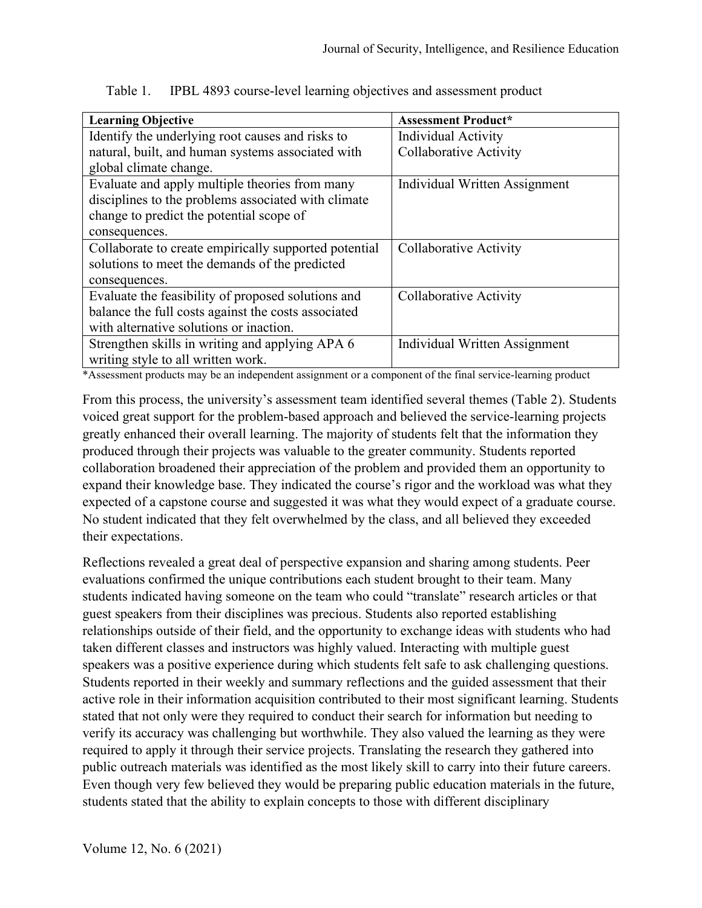Table 1. IPBL 4893 course-level learning objectives and assessment product

| Learning Objective | Assessment Product* |
|---|---|
| Identify the underlying root causes and risks to natural, built, and human systems associated with global climate change. | Individual Activity<br>Collaborative Activity |
| Evaluate and apply multiple theories from many disciplines to the problems associated with climate change to predict the potential scope of consequences. | Individual Written Assignment |
| Collaborate to create empirically supported potential solutions to meet the demands of the predicted consequences. | Collaborative Activity |
| Evaluate the feasibility of proposed solutions and balance the full costs against the costs associated with alternative solutions or inaction. | Collaborative Activity |
| Strengthen skills in writing and applying APA 6 writing style to all written work. | Individual Written Assignment |

*Assessment products may be an independent assignment or a component of the final service-learning product

From this process, the university's assessment team identified several themes (Table 2). Students voiced great support for the problem-based approach and believed the service-learning projects greatly enhanced their overall learning. The majority of students felt that the information they produced through their projects was valuable to the greater community. Students reported collaboration broadened their appreciation of the problem and provided them an opportunity to expand their knowledge base. They indicated the course's rigor and the workload was what they expected of a capstone course and suggested it was what they would expect of a graduate course. No student indicated that they felt overwhelmed by the class, and all believed they exceeded their expectations.

Reflections revealed a great deal of perspective expansion and sharing among students. Peer evaluations confirmed the unique contributions each student brought to their team. Many students indicated having someone on the team who could "translate" research articles or that guest speakers from their disciplines was precious. Students also reported establishing relationships outside of their field, and the opportunity to exchange ideas with students who had taken different classes and instructors was highly valued. Interacting with multiple guest speakers was a positive experience during which students felt safe to ask challenging questions. Students reported in their weekly and summary reflections and the guided assessment that their active role in their information acquisition contributed to their most significant learning. Students stated that not only were they required to conduct their search for information but needing to verify its accuracy was challenging but worthwhile. They also valued the learning as they were required to apply it through their service projects. Translating the research they gathered into public outreach materials was identified as the most likely skill to carry into their future careers. Even though very few believed they would be preparing public education materials in the future, students stated that the ability to explain concepts to those with different disciplinary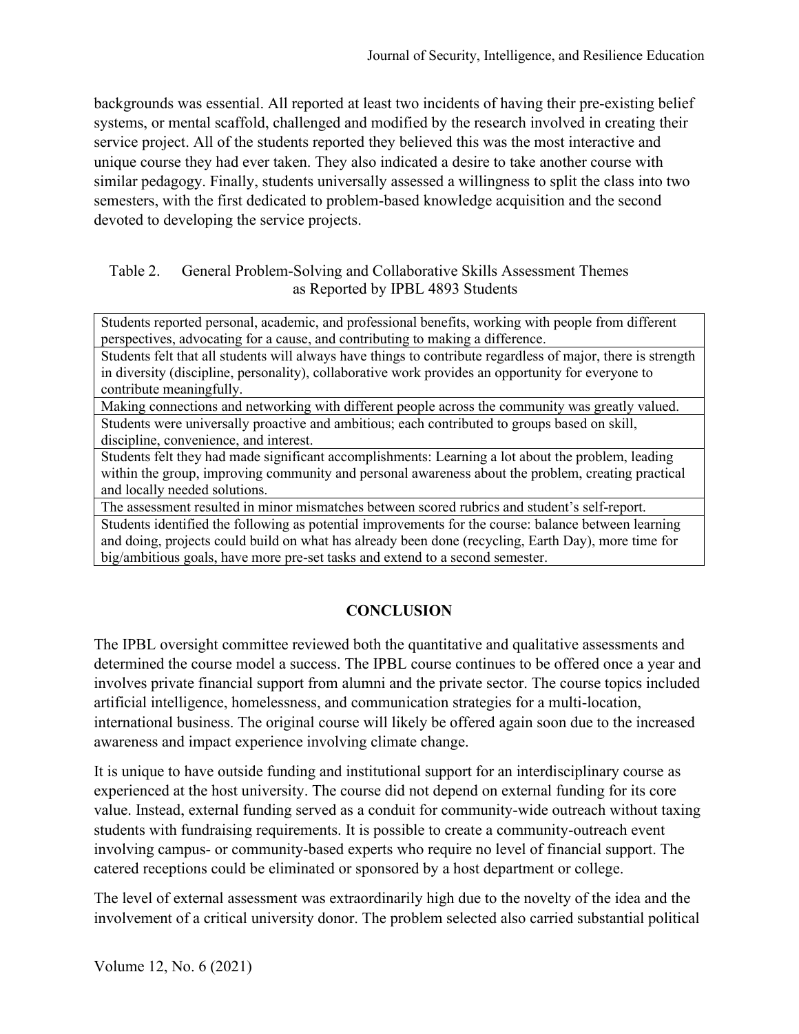backgrounds was essential. All reported at least two incidents of having their pre-existing belief systems, or mental scaffold, challenged and modified by the research involved in creating their service project. All of the students reported they believed this was the most interactive and unique course they had ever taken. They also indicated a desire to take another course with similar pedagogy. Finally, students universally assessed a willingness to split the class into two semesters, with the first dedicated to problem-based knowledge acquisition and the second devoted to developing the service projects.

Table 2. General Problem-Solving and Collaborative Skills Assessment Themes as Reported by IPBL 4893 Students

| |
|---|
| Students reported personal, academic, and professional benefits, working with people from different perspectives, advocating for a cause, and contributing to making a difference. |
| Students felt that all students will always have things to contribute regardless of major, there is strength in diversity (discipline, personality), collaborative work provides an opportunity for everyone to contribute meaningfully. |
| Making connections and networking with different people across the community was greatly valued. |
| Students were universally proactive and ambitious; each contributed to groups based on skill, discipline, convenience, and interest. |
| Students felt they had made significant accomplishments: Learning a lot about the problem, leading within the group, improving community and personal awareness about the problem, creating practical and locally needed solutions. |
| The assessment resulted in minor mismatches between scored rubrics and student's self-report. |
| Students identified the following as potential improvements for the course: balance between learning and doing, projects could build on what has already been done (recycling, Earth Day), more time for big/ambitious goals, have more pre-set tasks and extend to a second semester. |

## CONCLUSION

The IPBL oversight committee reviewed both the quantitative and qualitative assessments and determined the course model a success. The IPBL course continues to be offered once a year and involves private financial support from alumni and the private sector. The course topics included artificial intelligence, homelessness, and communication strategies for a multi-location, international business. The original course will likely be offered again soon due to the increased awareness and impact experience involving climate change.

It is unique to have outside funding and institutional support for an interdisciplinary course as experienced at the host university. The course did not depend on external funding for its core value. Instead, external funding served as a conduit for community-wide outreach without taxing students with fundraising requirements. It is possible to create a community-outreach event involving campus- or community-based experts who require no level of financial support. The catered receptions could be eliminated or sponsored by a host department or college.

The level of external assessment was extraordinarily high due to the novelty of the idea and the involvement of a critical university donor. The problem selected also carried substantial political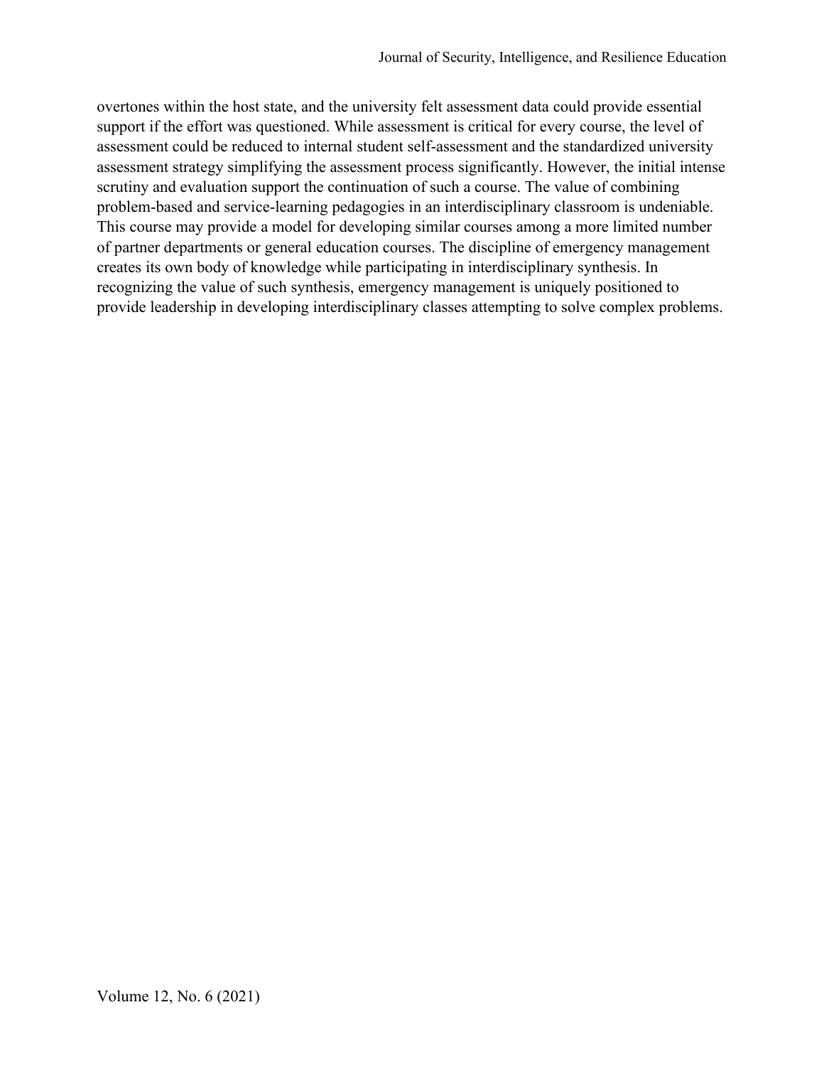overtones within the host state, and the university felt assessment data could provide essential support if the effort was questioned. While assessment is critical for every course, the level of assessment could be reduced to internal student self-assessment and the standardized university assessment strategy simplifying the assessment process significantly. However, the initial intense scrutiny and evaluation support the continuation of such a course. The value of combining problem-based and service-learning pedagogies in an interdisciplinary classroom is undeniable. This course may provide a model for developing similar courses among a more limited number of partner departments or general education courses. The discipline of emergency management creates its own body of knowledge while participating in interdisciplinary synthesis. In recognizing the value of such synthesis, emergency management is uniquely positioned to provide leadership in developing interdisciplinary classes attempting to solve complex problems.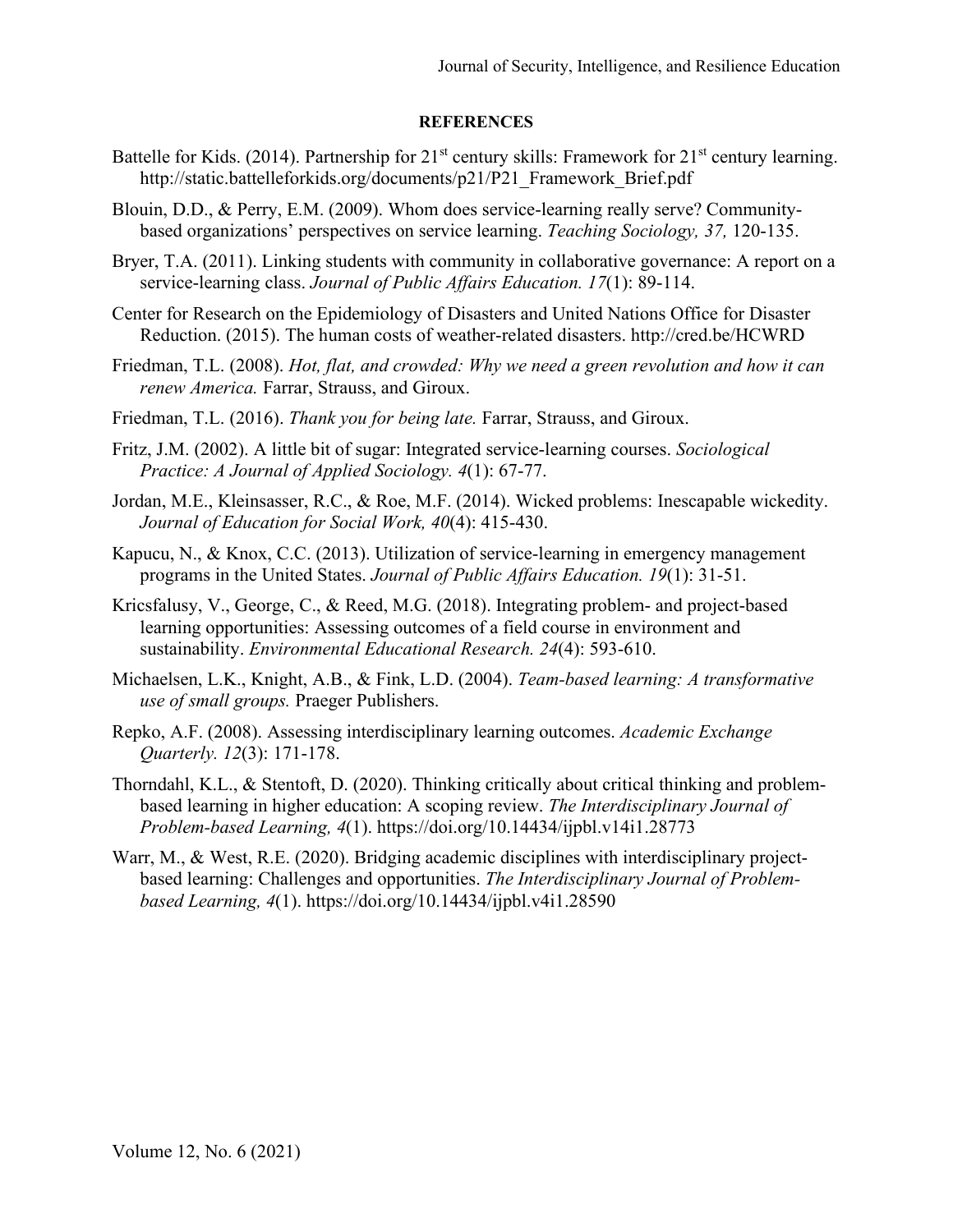## REFERENCES

Battelle for Kids. (2014). Partnership for 21st century skills: Framework for 21st century learning. http://static.battelleforkids.org/documents/p21/P21_Framework_Brief.pdf

Blouin, D.D., & Perry, E.M. (2009). Whom does service-learning really serve? Community-based organizations' perspectives on service learning. *Teaching Sociology, 37,* 120-135.

Bryer, T.A. (2011). Linking students with community in collaborative governance: A report on a service-learning class. *Journal of Public Affairs Education. 17*(1): 89-114.

Center for Research on the Epidemiology of Disasters and United Nations Office for Disaster Reduction. (2015). The human costs of weather-related disasters. http://cred.be/HCWRD

Friedman, T.L. (2008). *Hot, flat, and crowded: Why we need a green revolution and how it can renew America.* Farrar, Strauss, and Giroux.

Friedman, T.L. (2016). *Thank you for being late.* Farrar, Strauss, and Giroux.

Fritz, J.M. (2002). A little bit of sugar: Integrated service-learning courses. *Sociological Practice: A Journal of Applied Sociology. 4*(1): 67-77.

Jordan, M.E., Kleinsasser, R.C., & Roe, M.F. (2014). Wicked problems: Inescapable wickedity. *Journal of Education for Social Work, 40*(4): 415-430.

Kapucu, N., & Knox, C.C. (2013). Utilization of service-learning in emergency management programs in the United States. *Journal of Public Affairs Education. 19*(1): 31-51.

Kricsfalusy, V., George, C., & Reed, M.G. (2018). Integrating problem- and project-based learning opportunities: Assessing outcomes of a field course in environment and sustainability. *Environmental Educational Research. 24*(4): 593-610.

Michaelsen, L.K., Knight, A.B., & Fink, L.D. (2004). *Team-based learning: A transformative use of small groups.* Praeger Publishers.

Repko, A.F. (2008). Assessing interdisciplinary learning outcomes. *Academic Exchange Quarterly. 12*(3): 171-178.

Thorndahl, K.L., & Stentoft, D. (2020). Thinking critically about critical thinking and problem-based learning in higher education: A scoping review. *The Interdisciplinary Journal of Problem-based Learning, 4*(1). https://doi.org/10.14434/ijpbl.v14i1.28773

Warr, M., & West, R.E. (2020). Bridging academic disciplines with interdisciplinary project-based learning: Challenges and opportunities. *The Interdisciplinary Journal of Problem-based Learning, 4*(1). https://doi.org/10.14434/ijpbl.v4i1.28590